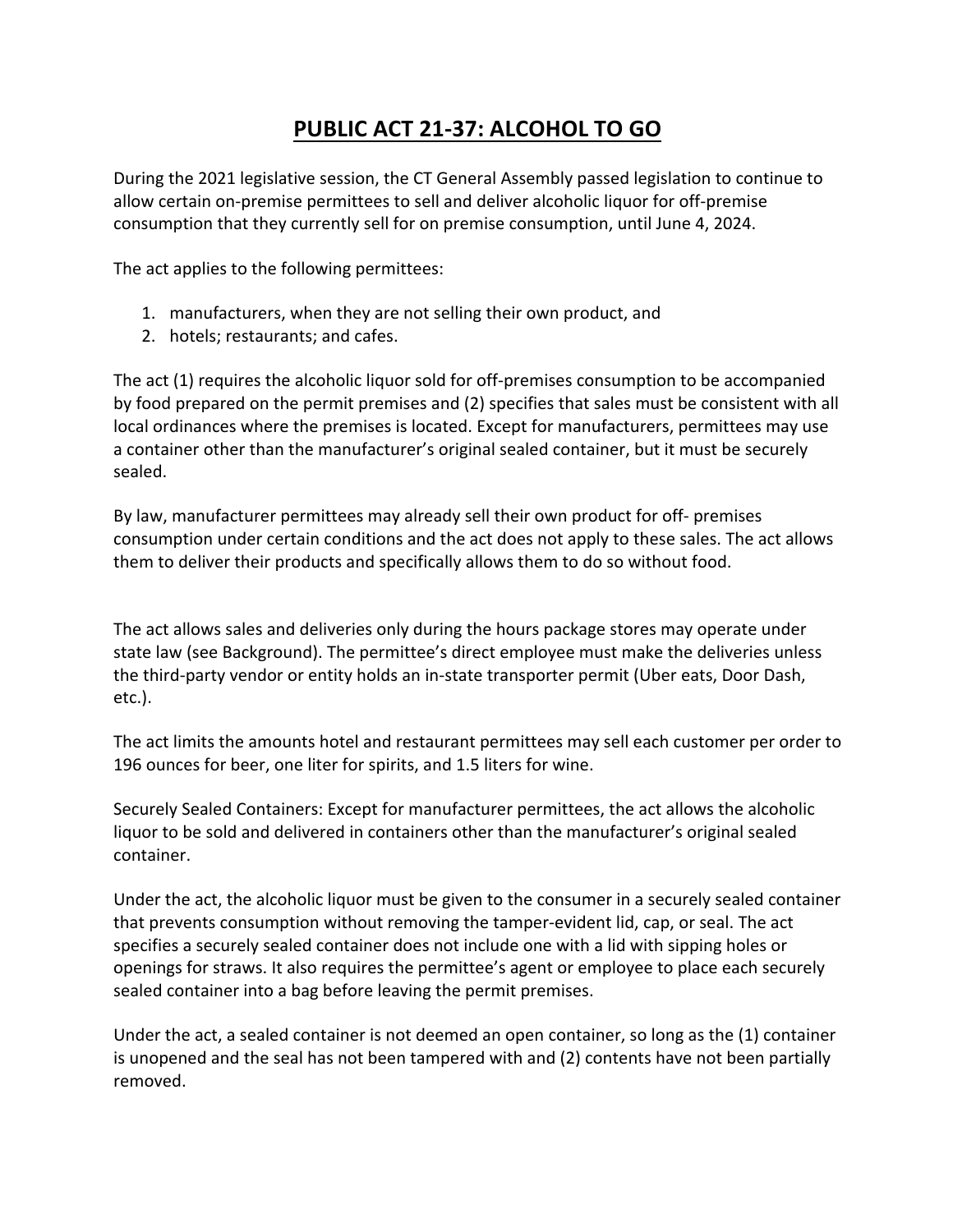# PUBLIC ACT 21-37: ALCOHOL TO GO

During the 2021 legislative session, the CT General Assembly passed legislation to continue to allow certain on-premise permittees to sell and deliver alcoholic liquor for off-premise consumption that they currently sell for on premise consumption, until June 4, 2024.

The act applies to the following permittees:

1. manufacturers, when they are not selling their own product, and
2. hotels; restaurants; and cafes.

The act (1) requires the alcoholic liquor sold for off-premises consumption to be accompanied by food prepared on the permit premises and (2) specifies that sales must be consistent with all local ordinances where the premises is located. Except for manufacturers, permittees may use a container other than the manufacturer's original sealed container, but it must be securely sealed.

By law, manufacturer permittees may already sell their own product for off- premises consumption under certain conditions and the act does not apply to these sales. The act allows them to deliver their products and specifically allows them to do so without food.

The act allows sales and deliveries only during the hours package stores may operate under state law (see Background). The permittee's direct employee must make the deliveries unless the third-party vendor or entity holds an in-state transporter permit (Uber eats, Door Dash, etc.).

The act limits the amounts hotel and restaurant permittees may sell each customer per order to 196 ounces for beer, one liter for spirits, and 1.5 liters for wine.

Securely Sealed Containers: Except for manufacturer permittees, the act allows the alcoholic liquor to be sold and delivered in containers other than the manufacturer's original sealed container.

Under the act, the alcoholic liquor must be given to the consumer in a securely sealed container that prevents consumption without removing the tamper-evident lid, cap, or seal. The act specifies a securely sealed container does not include one with a lid with sipping holes or openings for straws. It also requires the permittee's agent or employee to place each securely sealed container into a bag before leaving the permit premises.

Under the act, a sealed container is not deemed an open container, so long as the (1) container is unopened and the seal has not been tampered with and (2) contents have not been partially removed.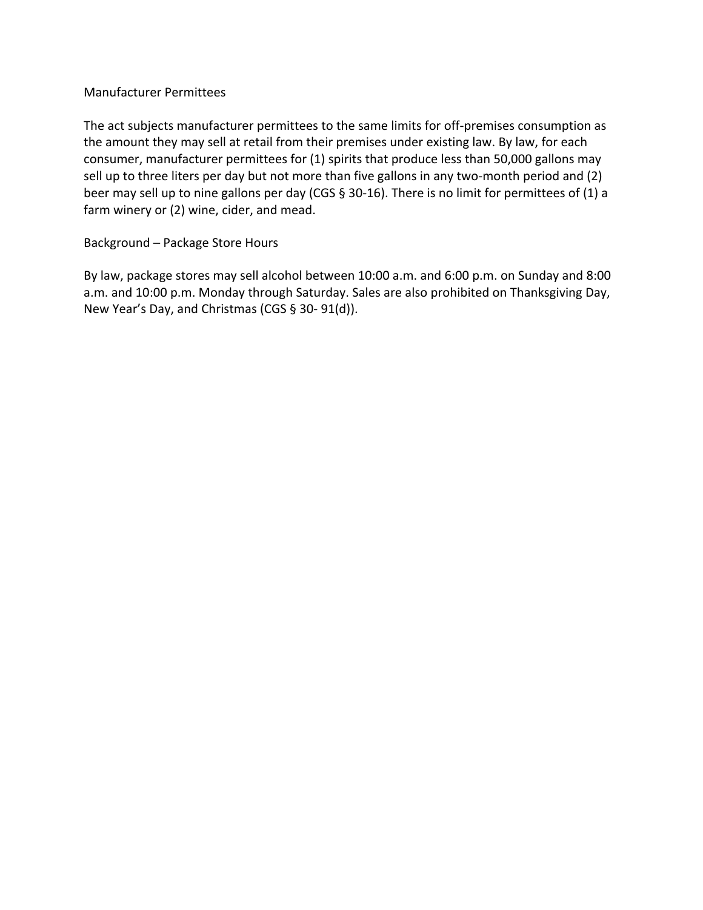## Manufacturer Permittees

The act subjects manufacturer permittees to the same limits for off-premises consumption as the amount they may sell at retail from their premises under existing law. By law, for each consumer, manufacturer permittees for (1) spirits that produce less than 50,000 gallons may sell up to three liters per day but not more than five gallons in any two-month period and (2) beer may sell up to nine gallons per day (CGS § 30-16). There is no limit for permittees of (1) a farm winery or (2) wine, cider, and mead.

## Background – Package Store Hours

By law, package stores may sell alcohol between 10:00 a.m. and 6:00 p.m. on Sunday and 8:00 a.m. and 10:00 p.m. Monday through Saturday. Sales are also prohibited on Thanksgiving Day, New Year's Day, and Christmas (CGS § 30- 91(d)).